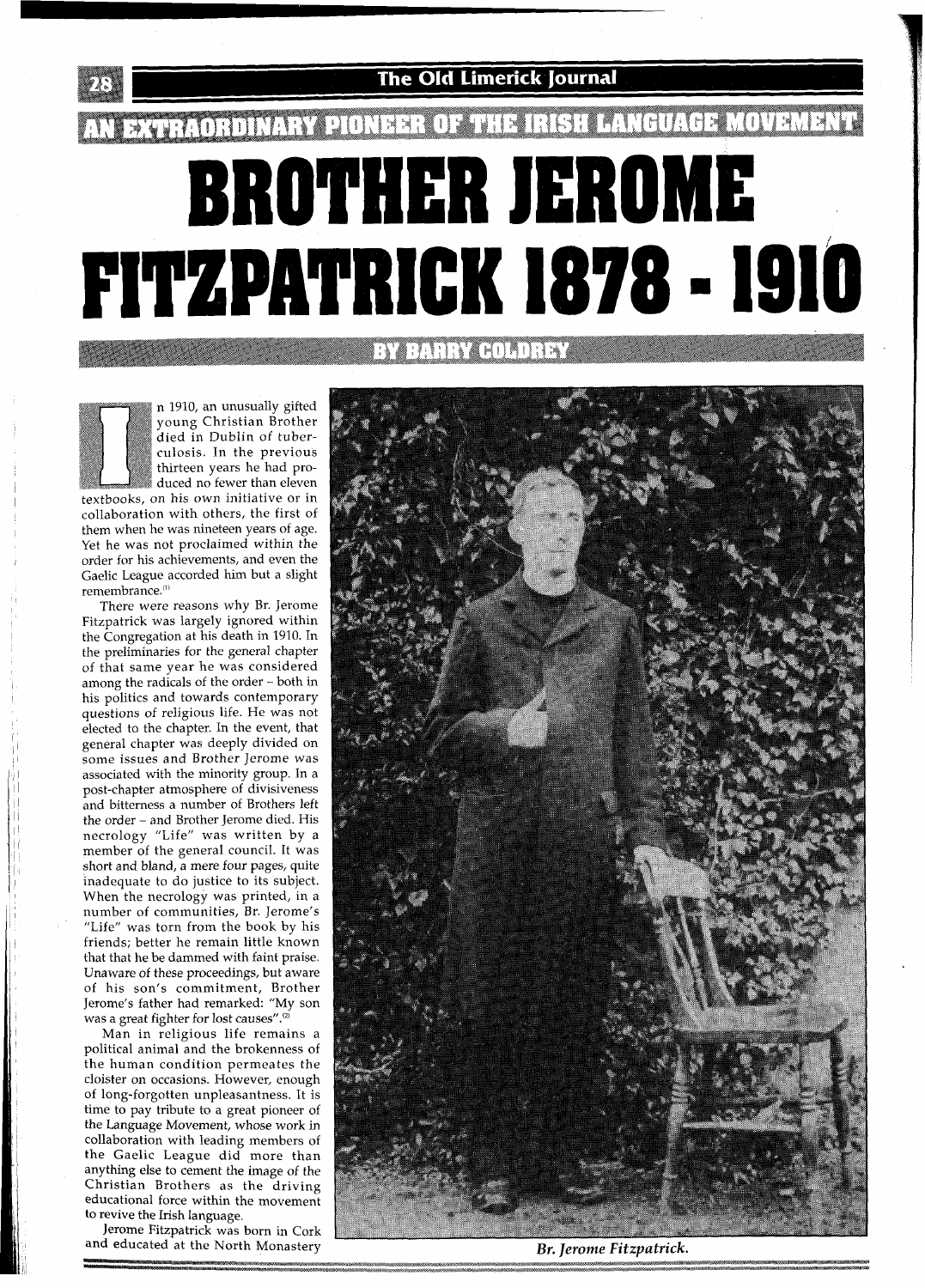## AN EXTRAORDINARY PIONEER OF THE IRISH LANGUAGE MOVEMENT

# BROTHER JEROME FITZPATRICK 1878 - 1910

### BY BARRY COLDREY

In 1910, an unusually gifted young Christian Brother died in Dublin of tuberculosis. In the previous thirteen years he had produced no fewer than eleven textbooks, on his own initiative or in collaboration with others, the first of them when he was nineteen years of age. Yet he was not proclaimed within the order for his achievements, and even the Gaelic League accorded him but a slight remembrance.[1]

There were reasons why Br. Jerome Fitzpatrick was largely ignored within the Congregation at his death in 1910. In the preliminaries for the general chapter of that same year he was considered among the radicals of the order – both in his politics and towards contemporary questions of religious life. He was not elected to the chapter. In the event, that general chapter was deeply divided on some issues and Brother Jerome was associated with the minority group. In a post-chapter atmosphere of divisiveness and bitterness a number of Brothers left the order – and Brother Jerome died. His necrology "Life" was written by a member of the general council. It was short and bland, a mere four pages, quite inadequate to do justice to its subject. When the necrology was printed, in a number of communities, Br. Jerome's "Life" was torn from the book by his friends; better he remain little known that that he be dammed with faint praise. Unaware of these proceedings, but aware of his son's commitment, Brother Jerome's father had remarked: "My son was a great fighter for lost causes".[2]

Man in religious life remains a political animal and the brokenness of the human condition permeates the cloister on occasions. However, enough of long-forgotten unpleasantness. It is time to pay tribute to a great pioneer of the Language Movement, whose work in collaboration with leading members of the Gaelic League did more than anything else to cement the image of the Christian Brothers as the driving educational force within the movement to revive the Irish language.

Jerome Fitzpatrick was born in Cork and educated at the North Monastery

*Br. Jerome Fitzpatrick.*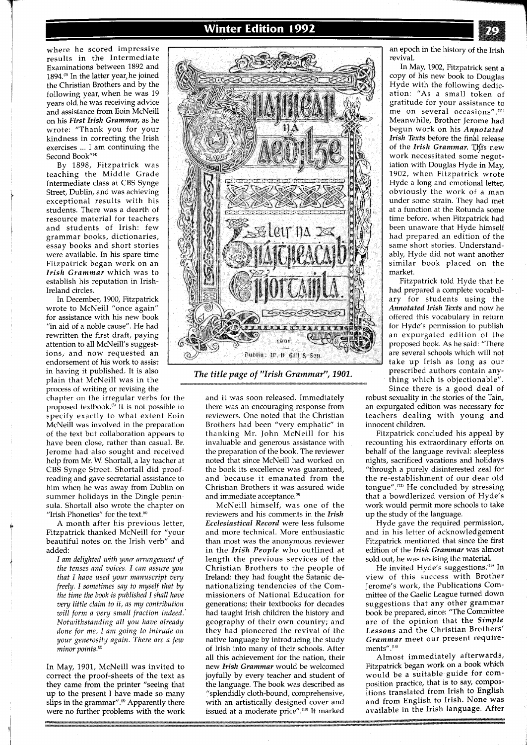where he scored impressive results in the Intermediate Examinations between 1892 and 1894.[3] In the latter year, he joined the Christian Brothers and by the following year, when he was 19 years old he was receiving advice and assistance from Eoin McNeill on his ***First Irish Grammar***, as he wrote: "Thank you for your kindness in correcting the Irish exercises ... I am continuing the Second Book"[4]

By 1898, Fitzpatrick was teaching the Middle Grade Intermediate class at CBS Synge Street, Dublin, and was achieving exceptional results with his students. There was a dearth of resource material for teachers and students of Irish: few grammar books, dictionaries, essay books and short stories were available. In his spare time Fitzpatrick began work on an ***Irish Grammar*** which was to establish his reputation in Irish-Ireland circles.

In December, 1900, Fitzpatrick wrote to McNeill "once again" for assistance with his new book "in aid of a noble cause". He had rewritten the first draft, paying attention to all McNeill's suggestions, and now requested an endorsement of his work to assist in having it published. It is also plain that McNeill was in the process of writing or revising the chapter on the irregular verbs for the proposed textbook.[5] It is not possible to specify exactly to what extent Eoin McNeill was involved in the preparation of the text but collaboration appears to have been close, rather than casual. Br. Jerome had also sought and received help from Mr. W. Shortall, a lay teacher at CBS Synge Street. Shortall did proof-reading and gave secretarial assistance to him when he was away from Dublin on summer holidays in the Dingle peninsula. Shortall also wrote the chapter on "Irish Phonetics" for the text.[6]

A month after his previous letter, Fitzpatrick thanked McNeill for "your beautiful notes on the Irish verb" and added:

*I am delighted with your arrangement of the tenses and voices. I can assure you that I have used your manuscript very freely. I sometimes say to myself that by the time the book is published I shall have very little claim to it, as my contribution will form a very small fraction indeed. Notwithstanding all you have already done for me, I am going to intrude on your generosity again. There are a few minor points.*[7]

In May, 1901, McNeill was invited to correct the proof-sheets of the text as they came from the printer "seeing that up to the present I have made so many slips in the grammar".[8] Apparently there were no further problems with the work and it was soon released. Immediately there was an encouraging response from reviewers. One noted that the Christian Brothers had been "very emphatic" in thanking Mr. John McNeill for his invaluable and generous assistance with the preparation of the book. The reviewer noted that since McNeill had worked on the book its excellence was guaranteed, and because it emanated from the Christian Brothers it was assured wide and immediate acceptance.[9]

McNeill himself, was one of the reviewers and his comments in the ***Irish Ecclesiastical Record*** were less fulsome and more technical. More enthusiastic than most was the anonymous reviewer in the ***Irish People*** who outlined at length the previous services of the Christian Brothers to the people of Ireland: they had fought the Satanic de-nationalizing tendencies of the Commissioners of National Education for generations; their textbooks for decades had taught Irish children the history and geography of their own country; and they had pioneered the revival of the native language by introducing the study of Irish into many of their schools. After all this achievement for the nation, their new ***Irish Grammar*** would be welcomed joyfully by every teacher and student of the language. The book was described as "splendidly cloth-bound, comprehensive, with an artistically designed cover and issued at a moderate price".[10] It marked an epoch in the history of the Irish revival.

*The title page of "Irish Grammar", 1901.*

In May, 1902, Fitzpatrick sent a copy of his new book to Douglas Hyde with the following dedication: "As a small token of gratitude for your assistance to me on several occasions".[11] Meanwhile, Brother Jerome had begun work on his ***Annotated Irish Texts*** before the final release of the ***Irish Grammar***. This new work necessitated some negotiation with Douglas Hyde in May, 1902, when Fitzpatrick wrote Hyde a long and emotional letter, obviously the work of a man under some strain. They had met at a function at the Rotunda some time before, when Fitzpatrick had been unaware that Hyde himself had prepared an edition of the same short stories. Understandably, Hyde did not want another similar book placed on the market.

Fitzpatrick told Hyde that he had prepared a complete vocabulary for students using the ***Annotated Irish Texts*** and now he offered this vocabulary in return for Hyde's permission to publish an expurgated edition of the proposed book. As he said: "There are several schools which will not take up Irish as long as our prescribed authors contain anything which is objectionable". Since there is a good deal of robust sexuality in the stories of the Tain, an expurgated edition was necessary for teachers dealing with young and innocent children.

Fitzpatrick concluded his appeal by recounting his extraordinary efforts on behalf of the language revival: sleepless nights, sacrificed vacations and holidays "through a purely disinterested zeal for the re-establishment of our dear old tongue".[12] He concluded by stressing that a bowdlerized version of Hyde's work would permit more schools to take up the study of the language.

Hyde gave the required permission, and in his letter of acknowledgement Fitzpatrick mentioned that since the first edition of the ***Irish Grammar*** was almost sold out, he was revising the material.

He invited Hyde's suggestions.[13] In view of this success with Brother Jerome's work, the Publications Committee of the Gaelic League turned down suggestions that any other grammar book be prepared, since: "The Committee are of the opinion that the ***Simple Lessons*** and the Christian Brothers' ***Grammar*** meet our present requirements".[14]

Almost immediately afterwards, Fitzpatrick began work on a book which would be a suitable guide for composition practice, that is to say, compositions translated from Irish to English and from English to Irish. None was available in the Irish language. After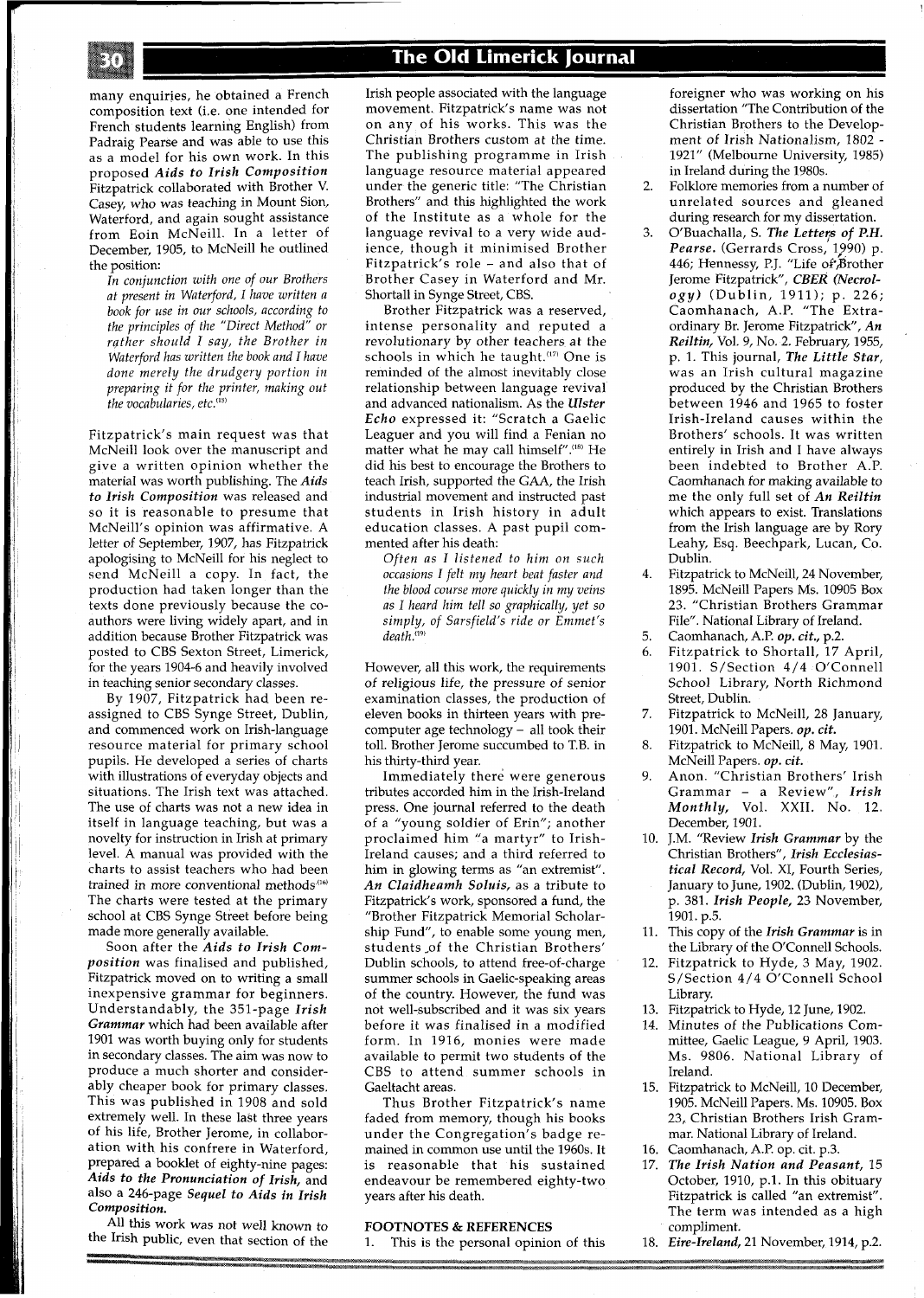many enquiries, he obtained a French composition text (i.e. one intended for French students learning English) from Padraig Pearse and was able to use this as a model for his own work. In this proposed *Aids to Irish Composition* Fitzpatrick collaborated with Brother V. Casey, who was teaching in Mount Sion, Waterford, and again sought assistance from Eoin McNeill. In a letter of December, 1905, to McNeill he outlined the position:

> *In conjunction with one of our Brothers at present in Waterford, I have written a book for use in our schools, according to the principles of the "Direct Method" or rather should I say, the Brother in Waterford has written the book and I have done merely the drudgery portion in preparing it for the printer, making out the vocabularies, etc.*[15]

Fitzpatrick's main request was that McNeill look over the manuscript and give a written opinion whether the material was worth publishing. The *Aids to Irish Composition* was released and so it is reasonable to presume that McNeill's opinion was affirmative. A letter of September, 1907, has Fitzpatrick apologising to McNeill for his neglect to send McNeill a copy. In fact, the production had taken longer than the texts done previously because the co-authors were living widely apart, and in addition because Brother Fitzpatrick was posted to CBS Sexton Street, Limerick, for the years 1904-6 and heavily involved in teaching senior secondary classes.

By 1907, Fitzpatrick had been re-assigned to CBS Synge Street, Dublin, and commenced work on Irish-language resource material for primary school pupils. He developed a series of charts with illustrations of everyday objects and situations. The Irish text was attached. The use of charts was not a new idea in itself in language teaching, but was a novelty for instruction in Irish at primary level. A manual was provided with the charts to assist teachers who had been trained in more conventional methods[16]. The charts were tested at the primary school at CBS Synge Street before being made more generally available.

Soon after the *Aids to Irish Composition* was finalised and published, Fitzpatrick moved on to writing a small inexpensive grammar for beginners. Understandably, the 351-page *Irish Grammar* which had been available after 1901 was worth buying only for students in secondary classes. The aim was now to produce a much shorter and considerably cheaper book for primary classes. This was published in 1908 and sold extremely well. In these last three years of his life, Brother Jerome, in collaboration with his confrere in Waterford, prepared a booklet of eighty-nine pages: *Aids to the Pronunciation of Irish,* and also a 246-page *Sequel to Aids in Irish Composition.*

All this work was not well known to the Irish public, even that section of the Irish people associated with the language movement. Fitzpatrick's name was not on any of his works. This was the Christian Brothers custom at the time. The publishing programme in Irish language resource material appeared under the generic title: "The Christian Brothers" and this highlighted the work of the Institute as a whole for the language revival to a very wide audience, though it minimised Brother Fitzpatrick's role – and also that of Brother Casey in Waterford and Mr. Shortall in Synge Street, CBS.

Brother Fitzpatrick was a reserved, intense personality and reputed a revolutionary by other teachers at the schools in which he taught.[17] One is reminded of the almost inevitably close relationship between language revival and advanced nationalism. As the *Ulster Echo* expressed it: "Scratch a Gaelic Leaguer and you will find a Fenian no matter what he may call himself".[18] He did his best to encourage the Brothers to teach Irish, supported the GAA, the Irish industrial movement and instructed past students in Irish history in adult education classes. A past pupil commented after his death:

> *Often as I listened to him on such occasions I felt my heart beat faster and the blood course more quickly in my veins as I heard him tell so graphically, yet so simply, of Sarsfield's ride or Emmet's death.*[19]

However, all this work, the requirements of religious life, the pressure of senior examination classes, the production of eleven books in thirteen years with pre-computer age technology – all took their toll. Brother Jerome succumbed to T.B. in his thirty-third year.

Immediately there were generous tributes accorded him in the Irish-Ireland press. One journal referred to the death of a "young soldier of Erin"; another proclaimed him "a martyr" to Irish-Ireland causes; and a third referred to him in glowing terms as "an extremist". *An Claidheamh Soluis,* as a tribute to Fitzpatrick's work, sponsored a fund, the "Brother Fitzpatrick Memorial Scholarship Fund", to enable some young men, students of the Christian Brothers' Dublin schools, to attend free-of-charge summer schools in Gaelic-speaking areas of the country. However, the fund was not well-subscribed and it was six years before it was finalised in a modified form. In 1916, monies were made available to permit two students of the CBS to attend summer schools in Gaeltacht areas.

Thus Brother Fitzpatrick's name faded from memory, though his books under the Congregation's badge remained in common use until the 1960s. It is reasonable that his sustained endeavour be remembered eighty-two years after his death.

## FOOTNOTES & REFERENCES

1. This is the personal opinion of this foreigner who was working on his dissertation "The Contribution of the Christian Brothers to the Development of Irish Nationalism, 1802 - 1921" (Melbourne University, 1985) in Ireland during the 1980s.
2. Folklore memories from a number of unrelated sources and gleaned during research for my dissertation.
3. O'Buachalla, S. *The Letters of P.H. Pearse.* (Gerrards Cross, 1990) p. 446; Hennessy, P.J. "Life of Brother Jerome Fitzpatrick", *CBER (Necrology)* (Dublin, 1911); p. 226; Caomhanach, A.P. "The Extraordinary Br. Jerome Fitzpatrick", *An Reiltin,* Vol. 9, No. 2. February, 1955, p. 1. This journal, *The Little Star,* was an Irish cultural magazine produced by the Christian Brothers between 1946 and 1965 to foster Irish-Ireland causes within the Brothers' schools. It was written entirely in Irish and I have always been indebted to Brother A.P. Caomhanach for making available to me the only full set of *An Reiltin* which appears to exist. Translations from the Irish language are by Rory Leahy, Esq. Beechpark, Lucan, Co. Dublin.
4. Fitzpatrick to McNeill, 24 November, 1895. McNeill Papers Ms. 10905 Box 23. "Christian Brothers Grammar File". National Library of Ireland.
5. Caomhanach, A.P. *op. cit.,* p.2.
6. Fitzpatrick to Shortall, 17 April, 1901. S/Section 4/4 O'Connell School Library, North Richmond Street, Dublin.
7. Fitzpatrick to McNeill, 28 January, 1901. McNeill Papers. *op. cit.*
8. Fitzpatrick to McNeill, 8 May, 1901. McNeill Papers. *op. cit.*
9. Anon. "Christian Brothers' Irish Grammar – a Review", *Irish Monthly,* Vol. XXII. No. 12. December, 1901.
10. J.M. "Review *Irish Grammar* by the Christian Brothers", *Irish Ecclesiastical Record,* Vol. XI, Fourth Series, January to June, 1902. (Dublin, 1902), p. 381. *Irish People,* 23 November, 1901. p.5.
11. This copy of the *Irish Grammar* is in the Library of the O'Connell Schools.
12. Fitzpatrick to Hyde, 3 May, 1902. S/Section 4/4 O'Connell School Library.
13. Fitzpatrick to Hyde, 12 June, 1902.
14. Minutes of the Publications Committee, Gaelic League, 9 April, 1903. Ms. 9806. National Library of Ireland.
15. Fitzpatrick to McNeill, 10 December, 1905. McNeill Papers. Ms. 10905. Box 23, Christian Brothers Irish Grammar. National Library of Ireland.
16. Caomhanach, A.P. op. cit. p.3.
17. *The Irish Nation and Peasant,* 15 October, 1910, p.1. In this obituary Fitzpatrick is called "an extremist". The term was intended as a high compliment.
18. *Eire-Ireland,* 21 November, 1914, p.2.